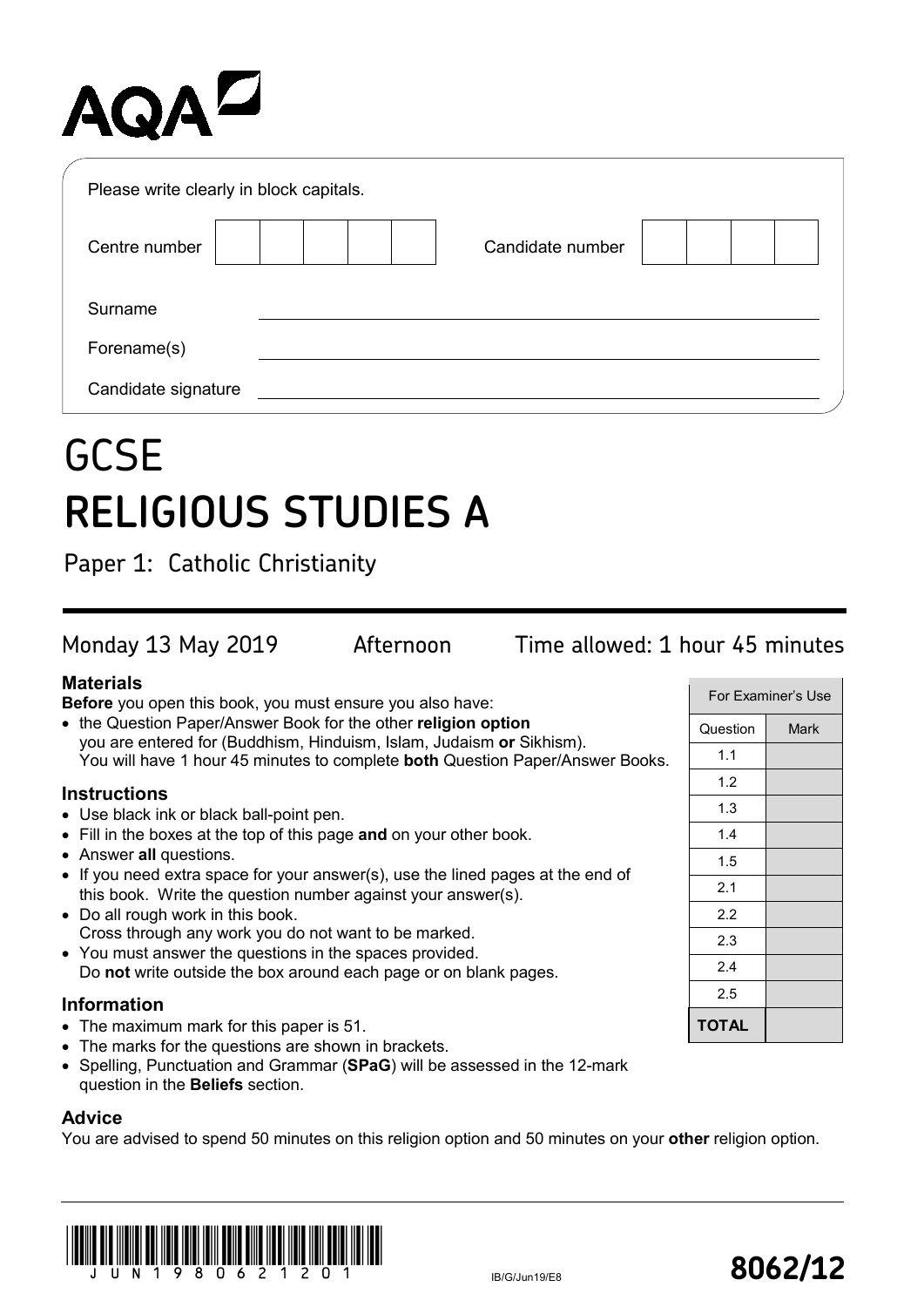AQA

Please write clearly in block capitals.

| Centre number | | Candidate number | |
|---|---|---|---|

Surname ______________________

Forename(s) ______________________

Candidate signature ______________________

# GCSE
# RELIGIOUS STUDIES A

## Paper 1: Catholic Christianity

Monday 13 May 2019 Afternoon Time allowed: 1 hour 45 minutes

### Materials

**Before** you open this book, you must ensure you also have:

- the Question Paper/Answer Book for the other **religion option** you are entered for (Buddhism, Hinduism, Islam, Judaism **or** Sikhism). You will have 1 hour 45 minutes to complete **both** Question Paper/Answer Books.

### Instructions

- Use black ink or black ball-point pen.
- Fill in the boxes at the top of this page **and** on your other book.
- Answer **all** questions.
- If you need extra space for your answer(s), use the lined pages at the end of this book. Write the question number against your answer(s).
- Do all rough work in this book. Cross through any work you do not want to be marked.
- You must answer the questions in the spaces provided. Do **not** write outside the box around each page or on blank pages.

### Information

- The maximum mark for this paper is 51.
- The marks for the questions are shown in brackets.
- Spelling, Punctuation and Grammar (**SPaG**) will be assessed in the 12-mark question in the **Beliefs** section.

### Advice

You are advised to spend 50 minutes on this religion option and 50 minutes on your **other** religion option.

| For Examiner's Use | |
|---|---|
| Question | Mark |
| 1.1 | |
| 1.2 | |
| 1.3 | |
| 1.4 | |
| 1.5 | |
| 2.1 | |
| 2.2 | |
| 2.3 | |
| 2.4 | |
| 2.5 | |
| **TOTAL** | |

IB/G/Jun19/E8

**8062/12**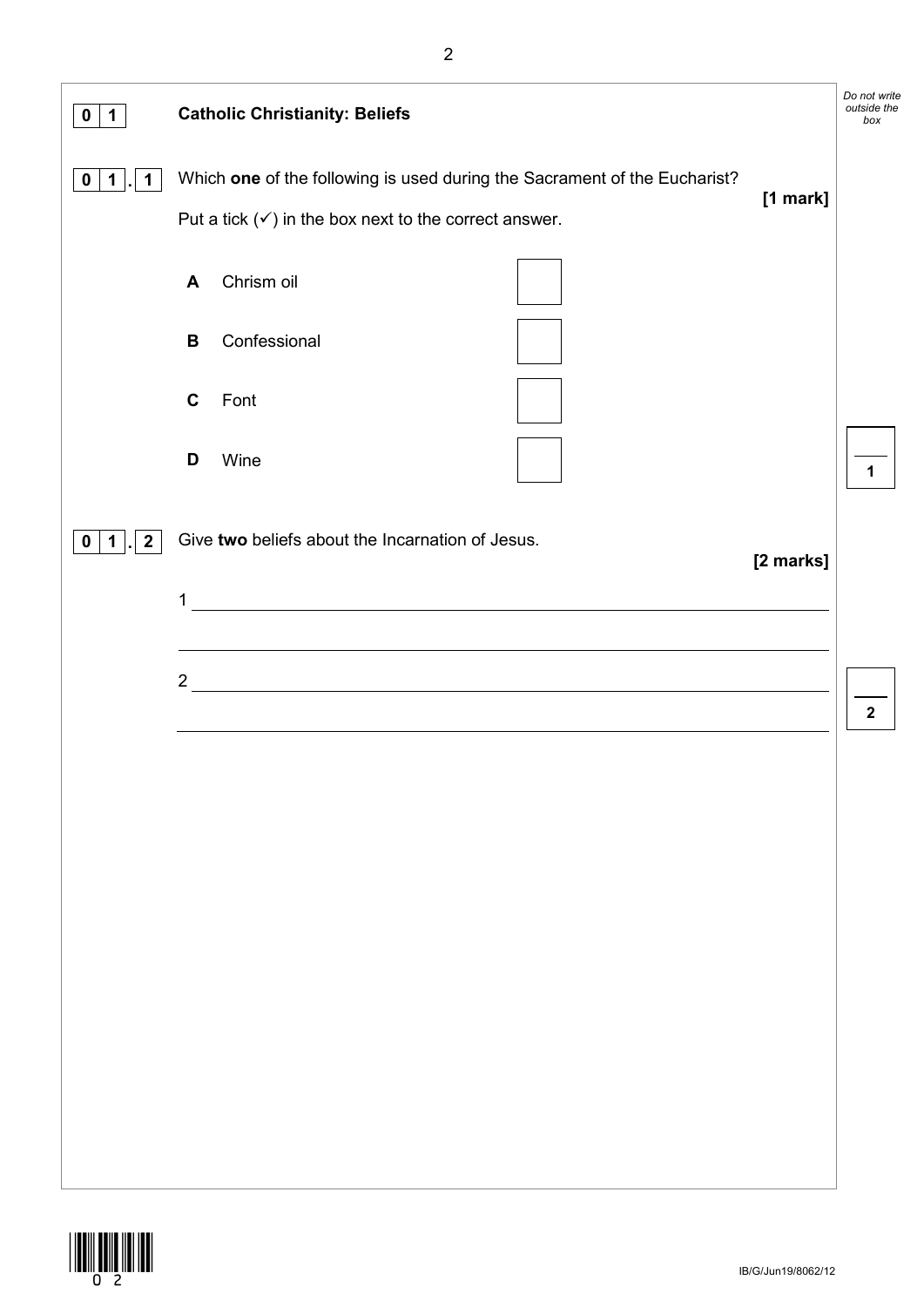## 0 1 Catholic Christianity: Beliefs

**0 1 . 1** Which **one** of the following is used during the Sacrament of the Eucharist?

**[1 mark]**

Put a tick (✓) in the box next to the correct answer.

- **A** Chrism oil ☐
- **B** Confessional ☐
- **C** Font ☐
- **D** Wine ☐

**0 1 . 2** Give **two** beliefs about the Incarnation of Jesus.

**[2 marks]**

1 ______________________________________________

______________________________________________

2 ______________________________________________

______________________________________________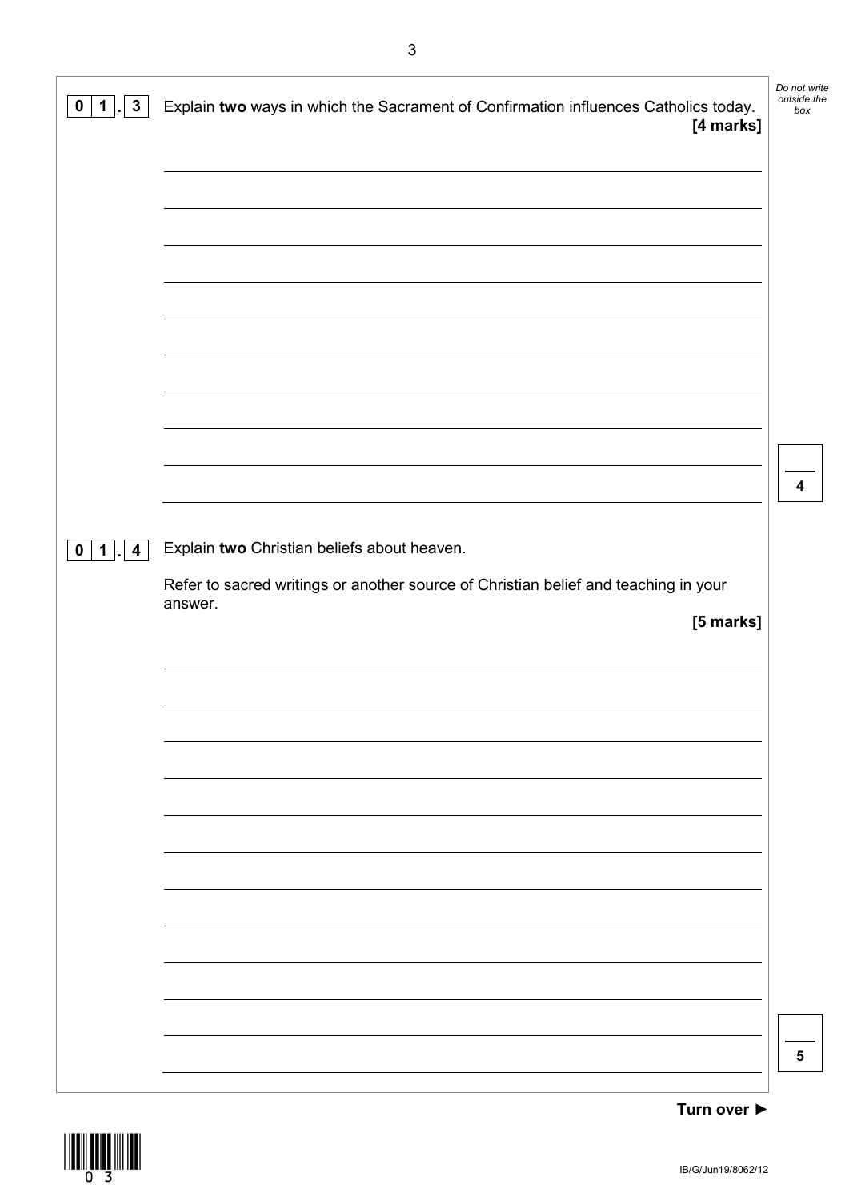**0 1 . 3** Explain **two** ways in which the Sacrament of Confirmation influences Catholics today.

**[4 marks]**

**0 1 . 4** Explain **two** Christian beliefs about heaven.

Refer to sacred writings or another source of Christian belief and teaching in your answer.

**[5 marks]**

**Turn over ►**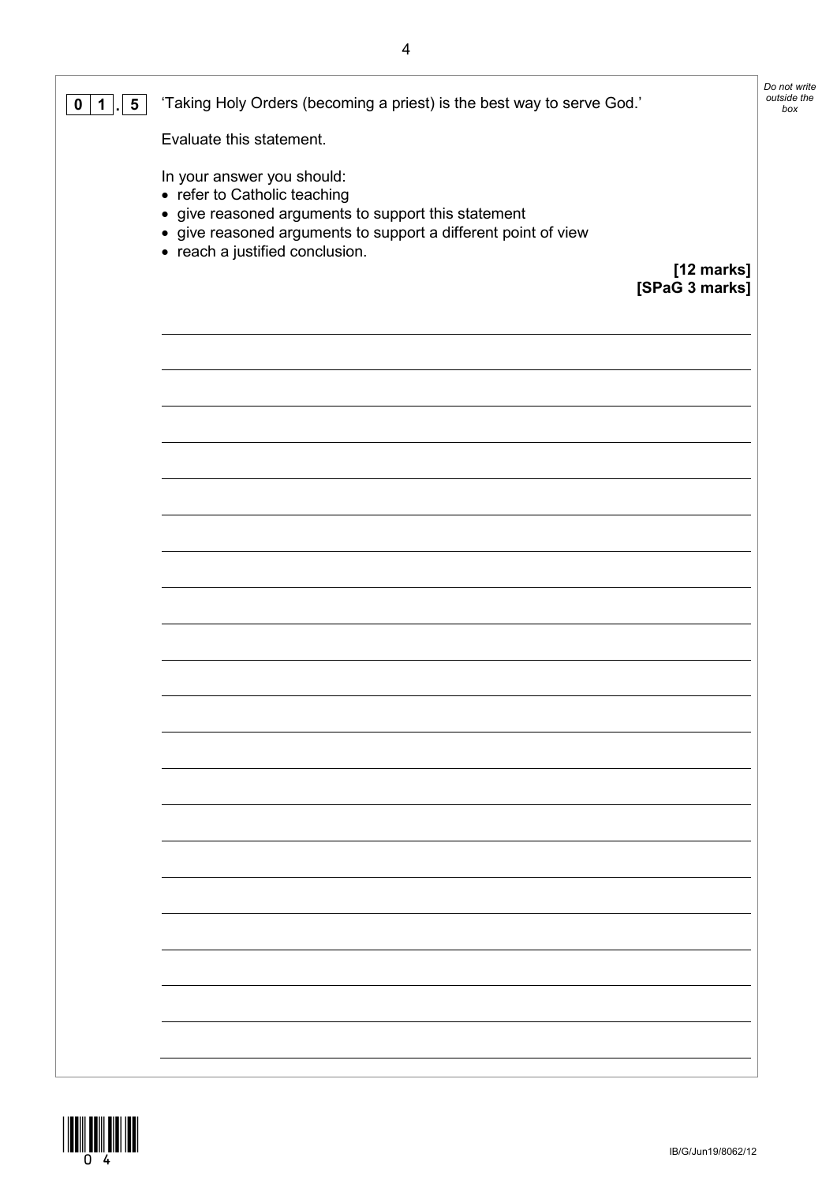**0 1 . 5** 'Taking Holy Orders (becoming a priest) is the best way to serve God.'

Evaluate this statement.

In your answer you should:

- refer to Catholic teaching
- give reasoned arguments to support this statement
- give reasoned arguments to support a different point of view
- reach a justified conclusion.

**[12 marks]**
**[SPaG 3 marks]**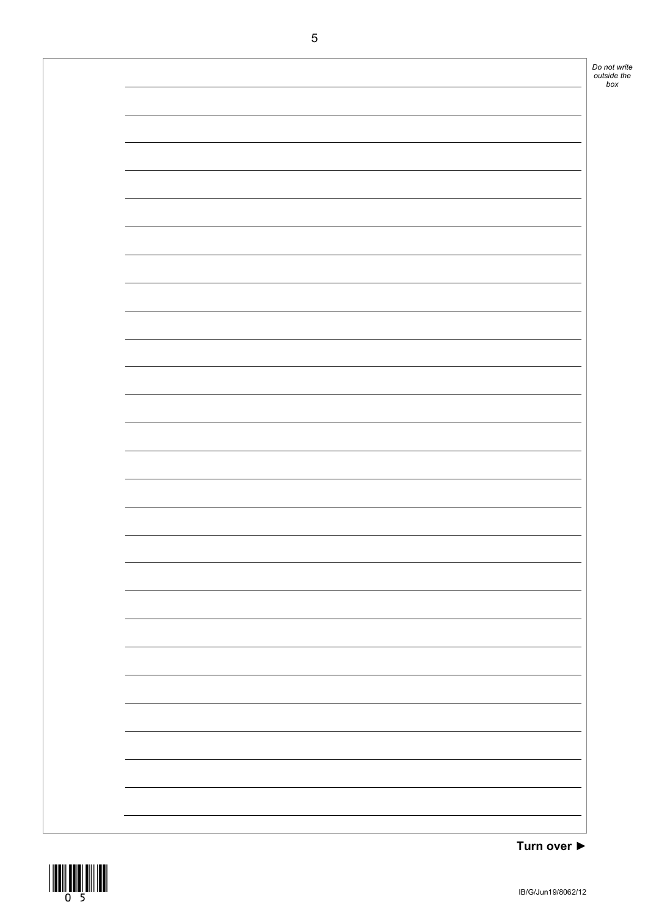Turn over ►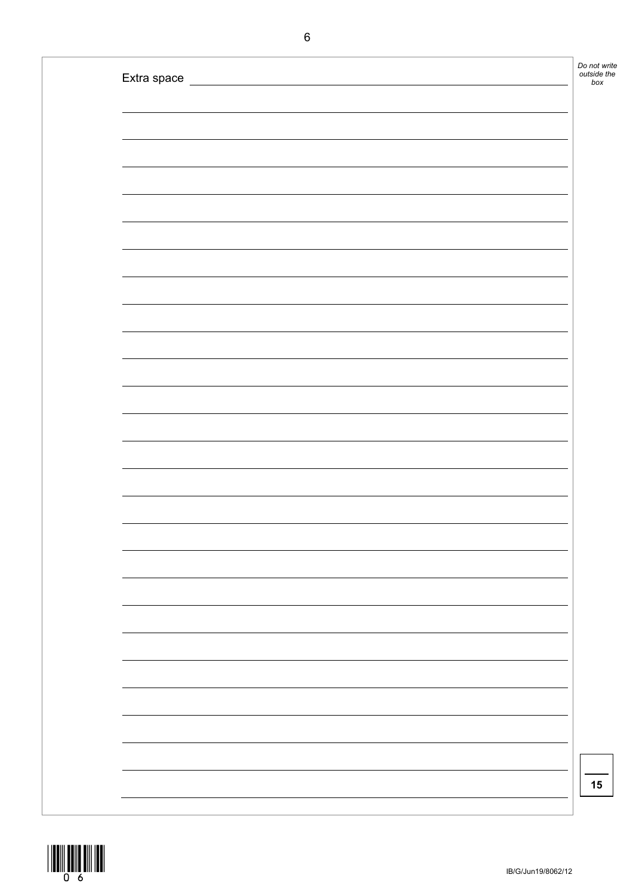Extra space

15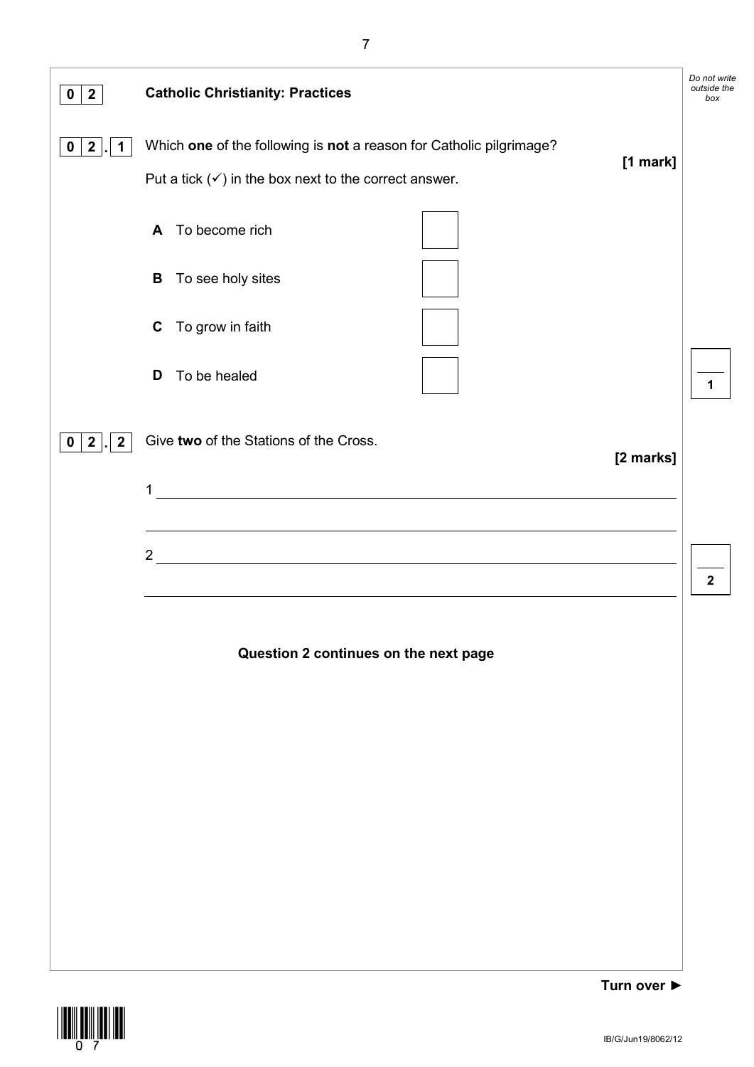## 0 2 Catholic Christianity: Practices

**0 2 . 1** Which **one** of the following is **not** a reason for Catholic pilgrimage? **[1 mark]**

Put a tick (✓) in the box next to the correct answer.

**A** To become rich ☐

**B** To see holy sites ☐

**C** To grow in faith ☐

**D** To be healed ☐

**0 2 . 2** Give **two** of the Stations of the Cross. **[2 marks]**

1 ____________________________________________

____________________________________________

2 ____________________________________________

____________________________________________

**Question 2 continues on the next page**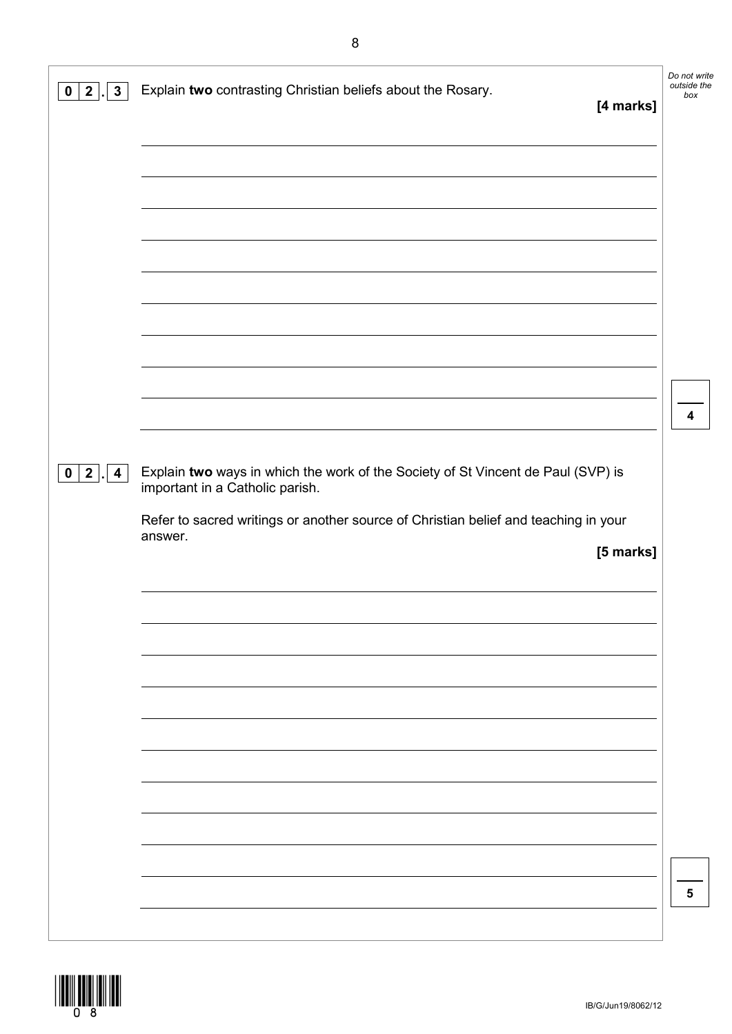**0 2 . 3** Explain **two** contrasting Christian beliefs about the Rosary.

**[4 marks]**

**0 2 . 4** Explain **two** ways in which the work of the Society of St Vincent de Paul (SVP) is important in a Catholic parish.

Refer to sacred writings or another source of Christian belief and teaching in your answer.

**[5 marks]**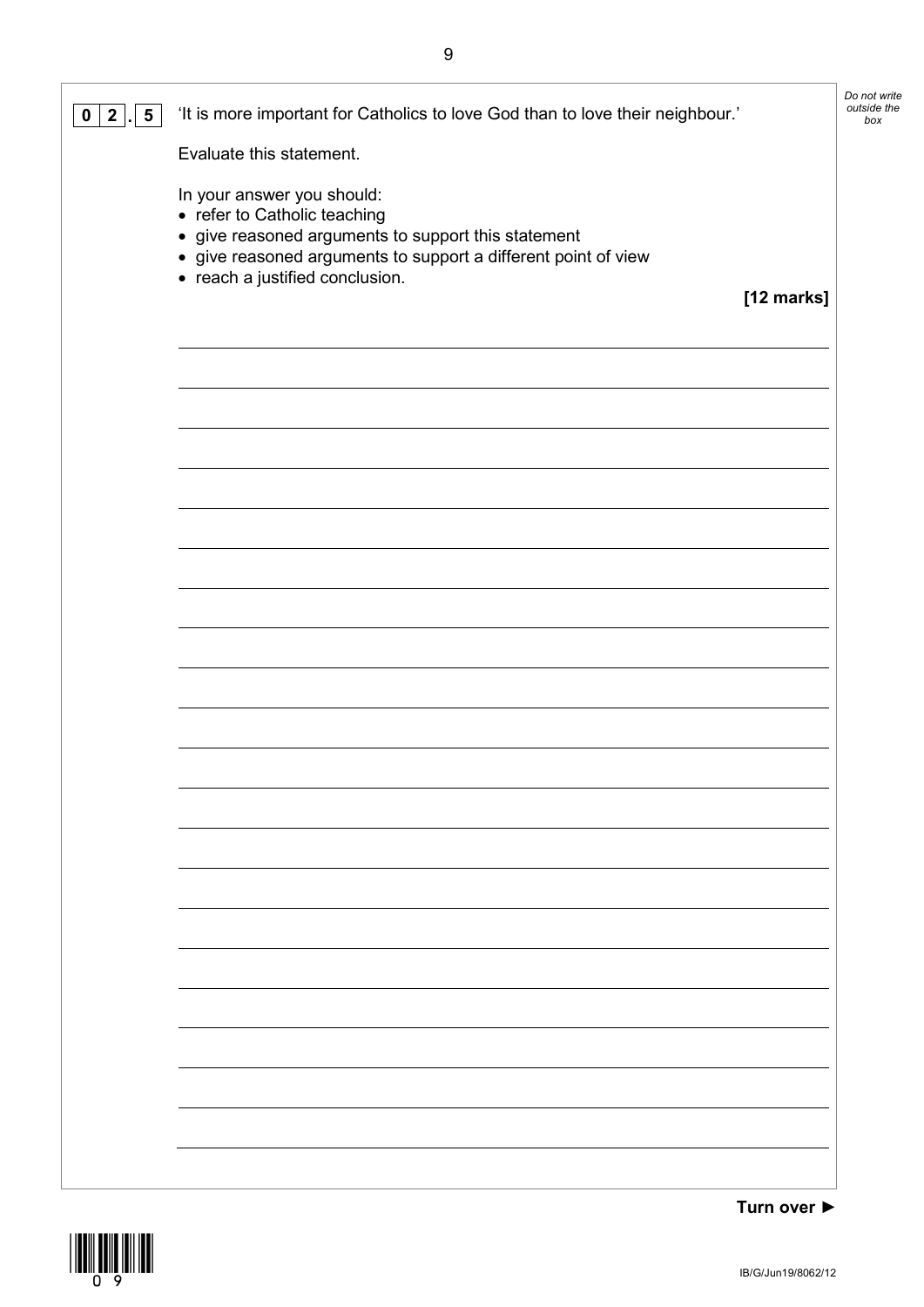**0 2 . 5** 'It is more important for Catholics to love God than to love their neighbour.'

Evaluate this statement.

In your answer you should:

- refer to Catholic teaching
- give reasoned arguments to support this statement
- give reasoned arguments to support a different point of view
- reach a justified conclusion.

**[12 marks]**

**Turn over ►**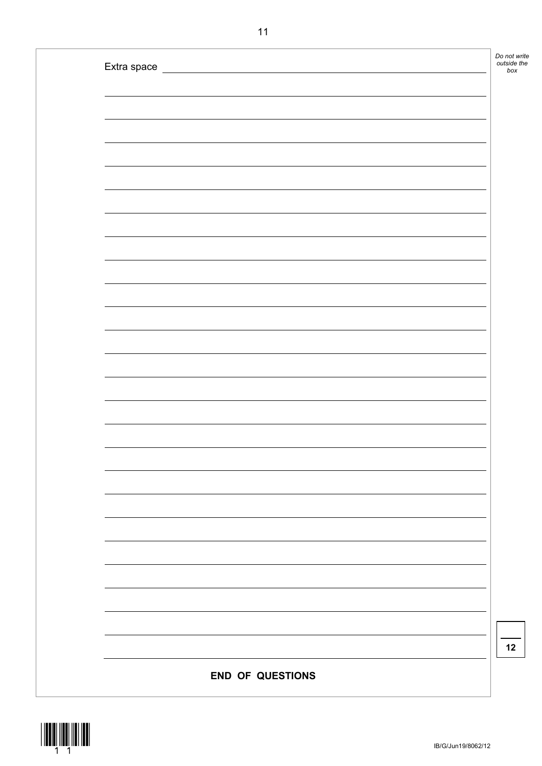Extra space

12

**END OF QUESTIONS**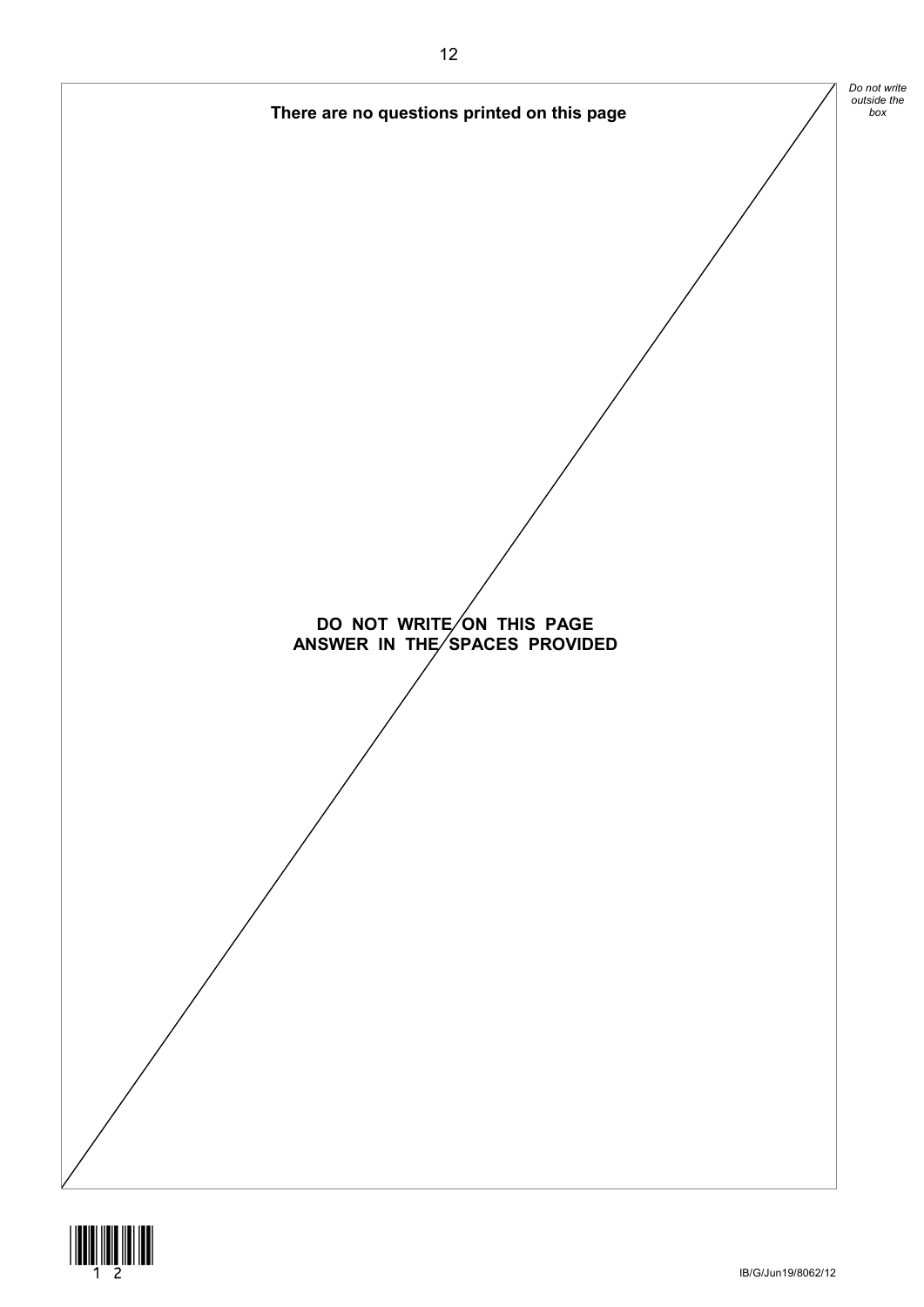**There are no questions printed on this page**

**DO NOT WRITE ON THIS PAGE**
**ANSWER IN THE SPACES PROVIDED**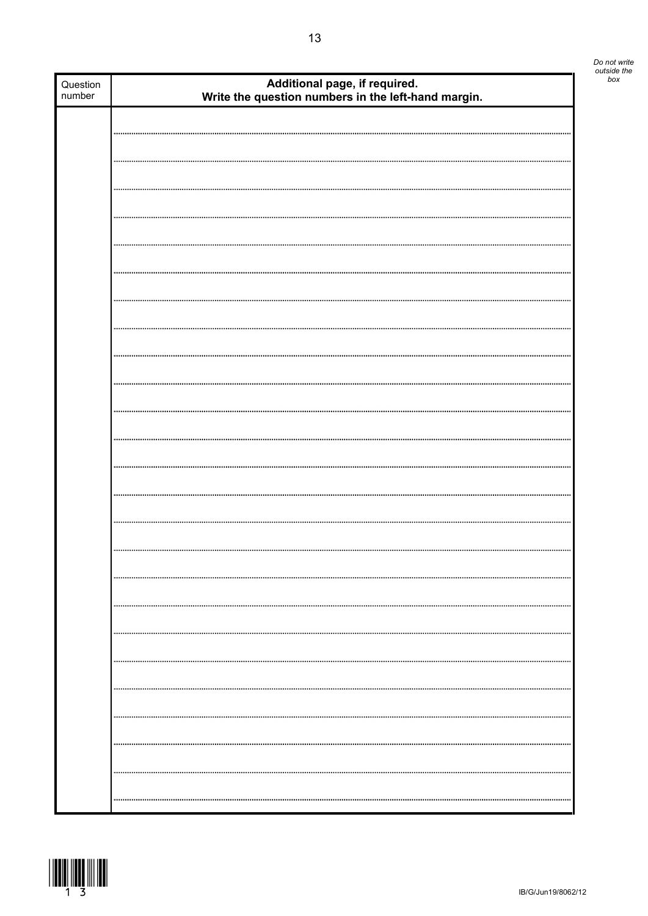*Do not write outside the box*

| Question number | Additional page, if required. Write the question numbers in the left-hand margin. |
|---|---|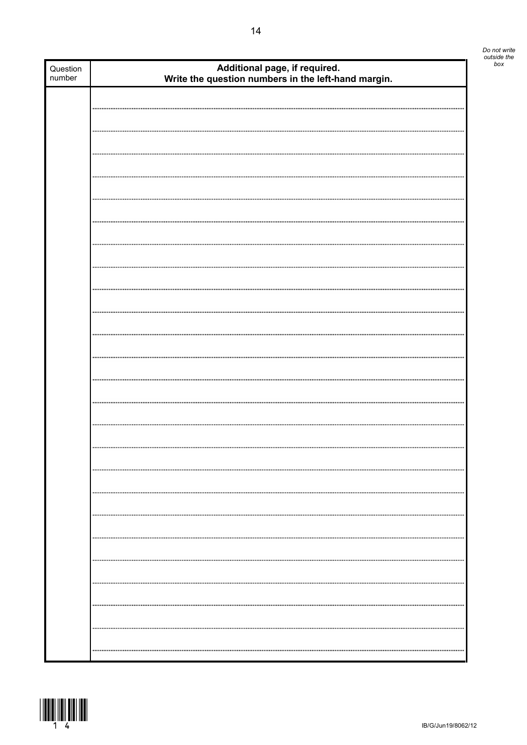*Do not write outside the box*

| Question number | **Additional page, if required. Write the question numbers in the left-hand margin.** |
| --- | --- |
| | |

IB/G/Jun19/8062/12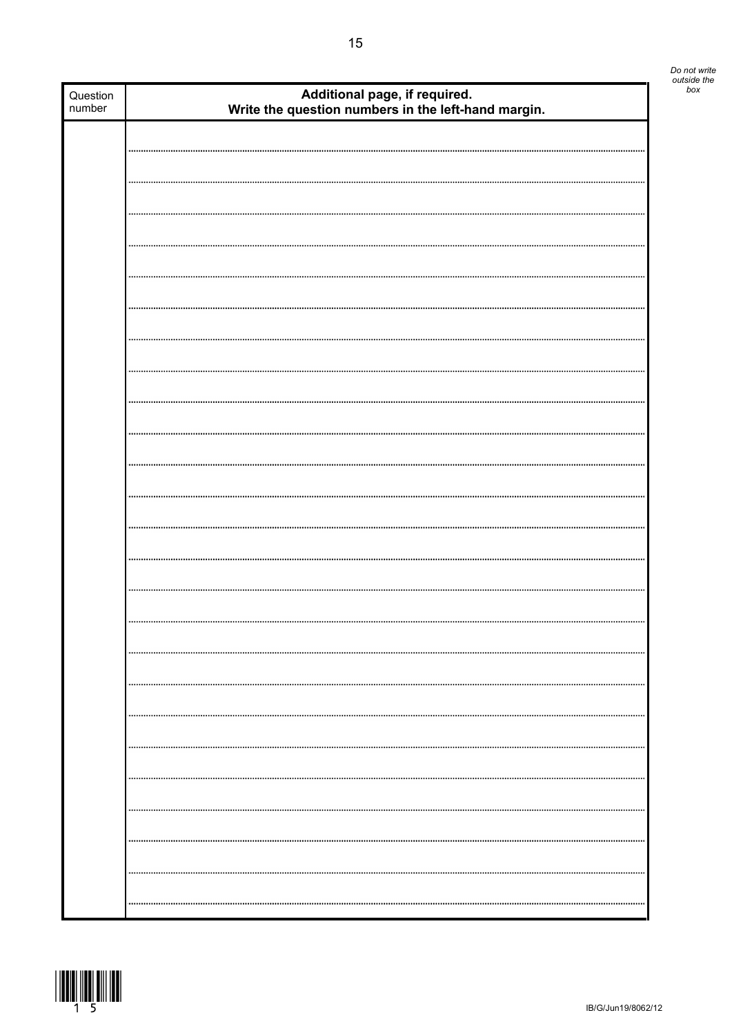| Question number | **Additional page, if required. Write the question numbers in the left-hand margin.** |
|---|---|
| | |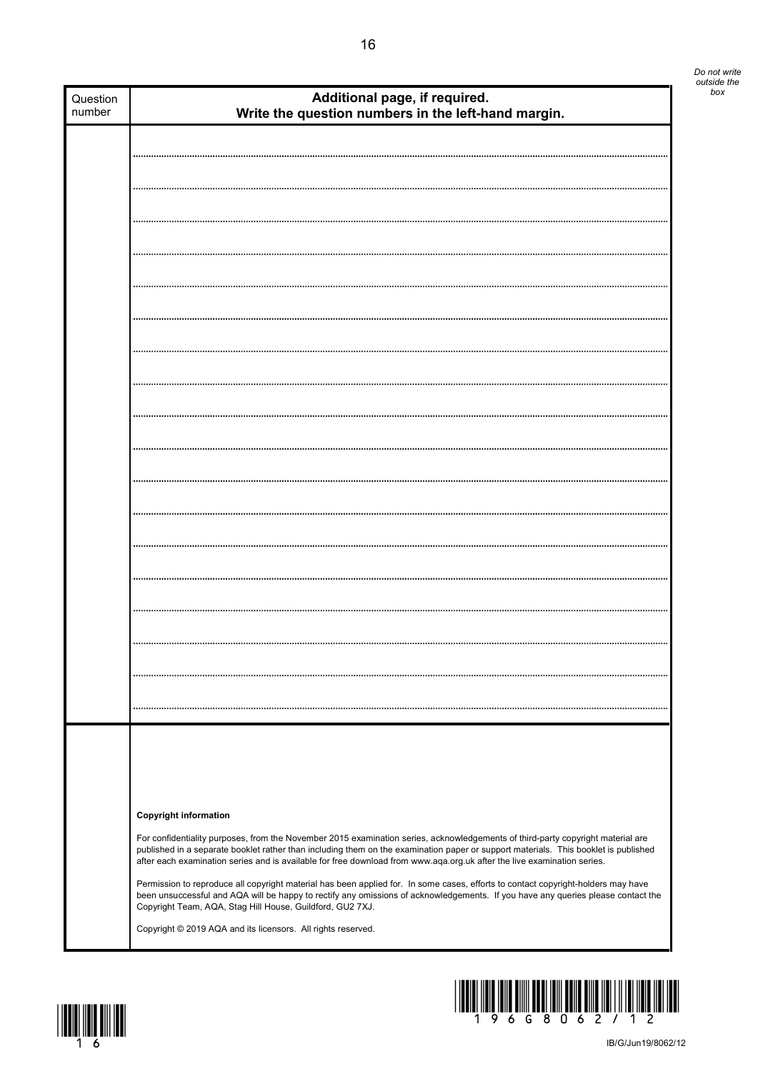| Question number | **Additional page, if required. Write the question numbers in the left-hand margin.** |
|---|---|
| | |

**Copyright information**

For confidentiality purposes, from the November 2015 examination series, acknowledgements of third-party copyright material are published in a separate booklet rather than including them on the examination paper or support materials. This booklet is published after each examination series and is available for free download from www.aqa.org.uk after the live examination series.

Permission to reproduce all copyright material has been applied for. In some cases, efforts to contact copyright-holders may have been unsuccessful and AQA will be happy to rectify any omissions of acknowledgements. If you have any queries please contact the Copyright Team, AQA, Stag Hill House, Guildford, GU2 7XJ.

Copyright © 2019 AQA and its licensors. All rights reserved.

IB/G/Jun19/8062/12